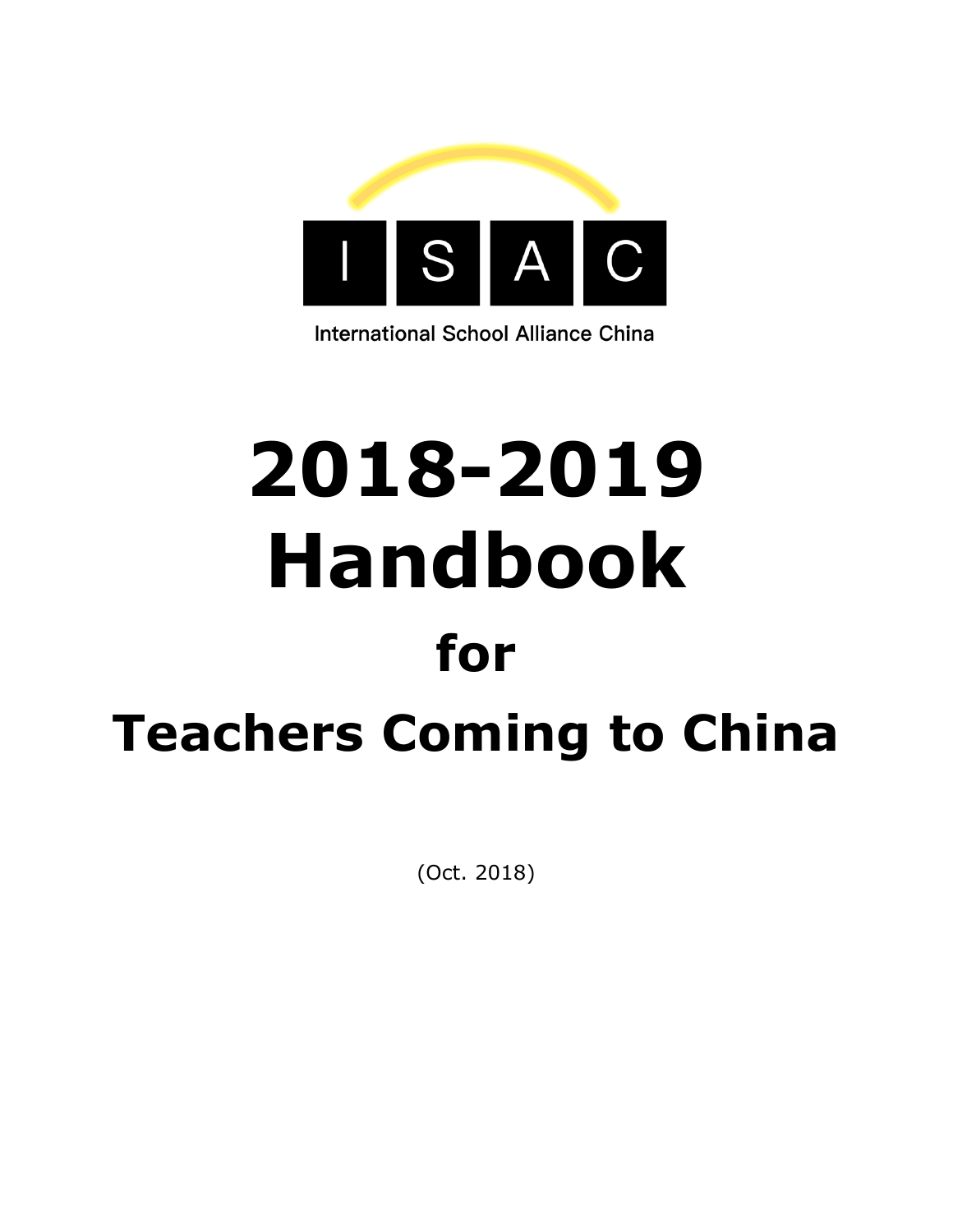I S A C

International School Alliance China

# 2018-2019 Handbook

## for

# Teachers Coming to China

(Oct. 2018)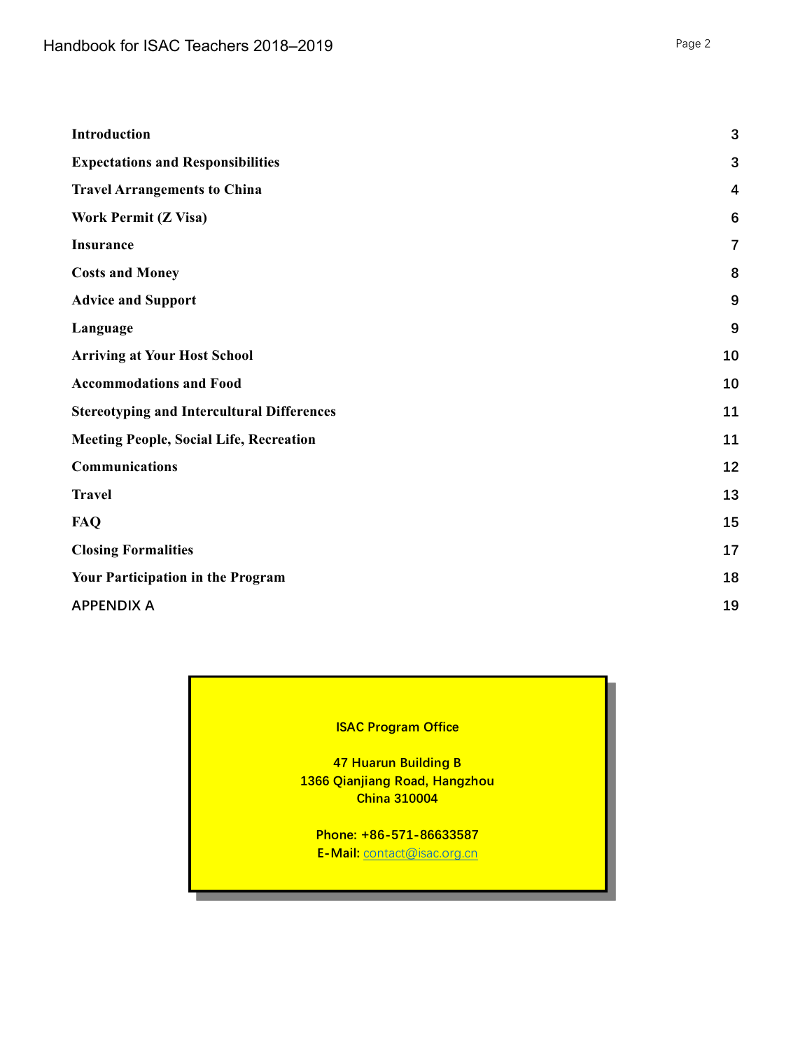| | |
|---|---|
| **Introduction** | 3 |
| **Expectations and Responsibilities** | 3 |
| **Travel Arrangements to China** | 4 |
| **Work Permit (Z Visa)** | 6 |
| **Insurance** | 7 |
| **Costs and Money** | 8 |
| **Advice and Support** | 9 |
| **Language** | 9 |
| **Arriving at Your Host School** | 10 |
| **Accommodations and Food** | 10 |
| **Stereotyping and Intercultural Differences** | 11 |
| **Meeting People, Social Life, Recreation** | 11 |
| **Communications** | 12 |
| **Travel** | 13 |
| **FAQ** | 15 |
| **Closing Formalities** | 17 |
| **Your Participation in the Program** | 18 |
| APPENDIX A | 19 |

**ISAC Program Office**

**47 Huarun Building B**
**1366 Qianjiang Road, Hangzhou**
**China 310004**

**Phone: +86-571-86633587**
**E-Mail:** contact@isac.org.cn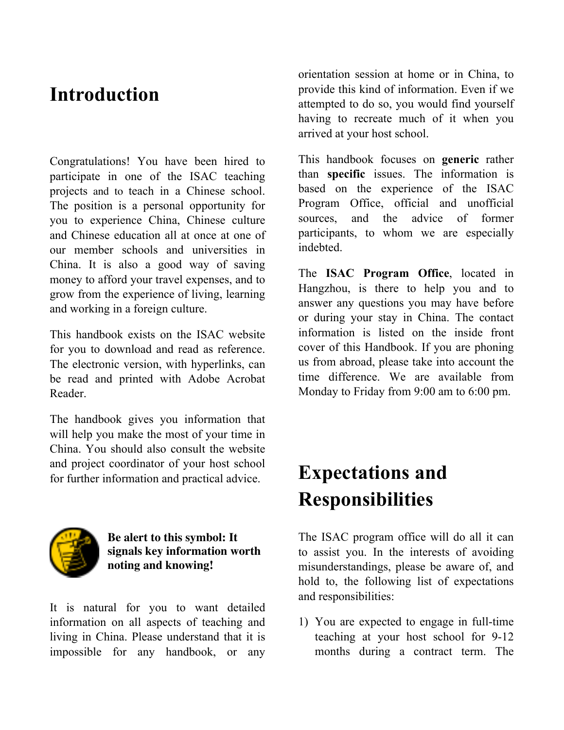# Introduction

Congratulations! You have been hired to participate in one of the ISAC teaching projects and to teach in a Chinese school. The position is a personal opportunity for you to experience China, Chinese culture and Chinese education all at once at one of our member schools and universities in China. It is also a good way of saving money to afford your travel expenses, and to grow from the experience of living, learning and working in a foreign culture.

This handbook exists on the ISAC website for you to download and read as reference. The electronic version, with hyperlinks, can be read and printed with Adobe Acrobat Reader.

The handbook gives you information that will help you make the most of your time in China. You should also consult the website and project coordinator of your host school for further information and practical advice.

**Be alert to this symbol: It signals key information worth noting and knowing!**

It is natural for you to want detailed information on all aspects of teaching and living in China. Please understand that it is impossible for any handbook, or any orientation session at home or in China, to provide this kind of information. Even if we attempted to do so, you would find yourself having to recreate much of it when you arrived at your host school.

This handbook focuses on **generic** rather than **specific** issues. The information is based on the experience of the ISAC Program Office, official and unofficial sources, and the advice of former participants, to whom we are especially indebted.

The **ISAC Program Office**, located in Hangzhou, is there to help you and to answer any questions you may have before or during your stay in China. The contact information is listed on the inside front cover of this Handbook. If you are phoning us from abroad, please take into account the time difference. We are available from Monday to Friday from 9:00 am to 6:00 pm.

# Expectations and Responsibilities

The ISAC program office will do all it can to assist you. In the interests of avoiding misunderstandings, please be aware of, and hold to, the following list of expectations and responsibilities:

1) You are expected to engage in full-time teaching at your host school for 9-12 months during a contract term. The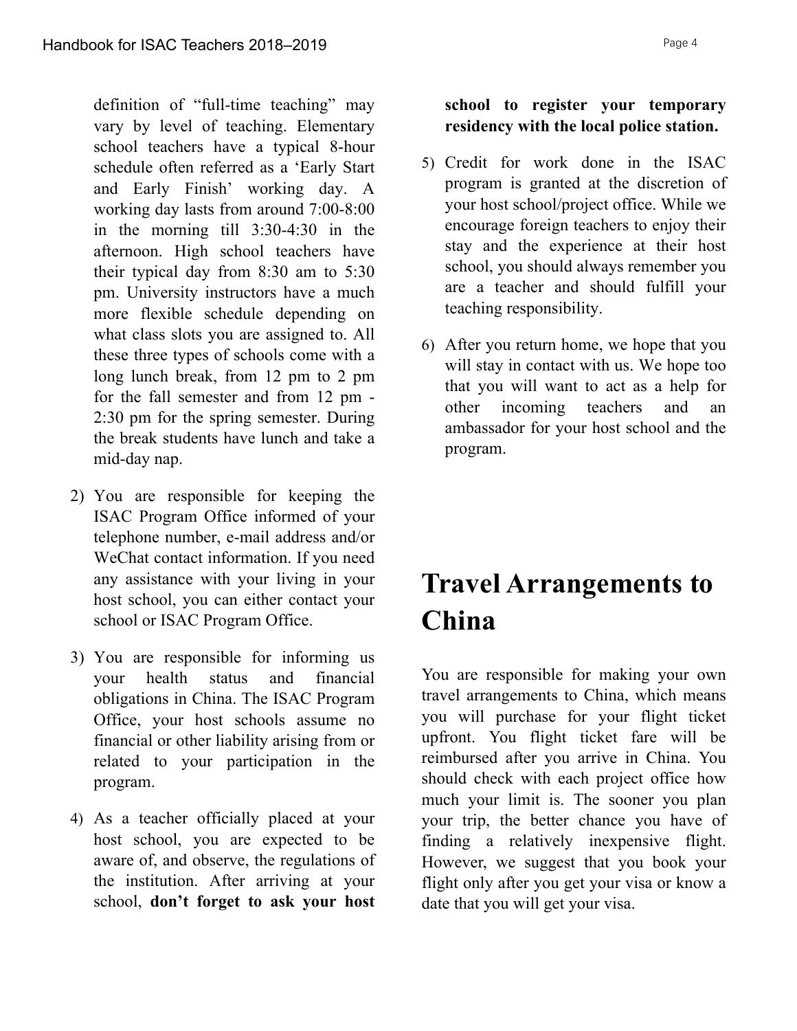definition of "full-time teaching" may vary by level of teaching. Elementary school teachers have a typical 8-hour schedule often referred as a 'Early Start and Early Finish' working day. A working day lasts from around 7:00-8:00 in the morning till 3:30-4:30 in the afternoon. High school teachers have their typical day from 8:30 am to 5:30 pm. University instructors have a much more flexible schedule depending on what class slots you are assigned to. All these three types of schools come with a long lunch break, from 12 pm to 2 pm for the fall semester and from 12 pm - 2:30 pm for the spring semester. During the break students have lunch and take a mid-day nap.

2) You are responsible for keeping the ISAC Program Office informed of your telephone number, e-mail address and/or WeChat contact information. If you need any assistance with your living in your host school, you can either contact your school or ISAC Program Office.

3) You are responsible for informing us your health status and financial obligations in China. The ISAC Program Office, your host schools assume no financial or other liability arising from or related to your participation in the program.

4) As a teacher officially placed at your host school, you are expected to be aware of, and observe, the regulations of the institution. After arriving at your school, **don't forget to ask your host school to register your temporary residency with the local police station.**

5) Credit for work done in the ISAC program is granted at the discretion of your host school/project office. While we encourage foreign teachers to enjoy their stay and the experience at their host school, you should always remember you are a teacher and should fulfill your teaching responsibility.

6) After you return home, we hope that you will stay in contact with us. We hope too that you will want to act as a help for other incoming teachers and an ambassador for your host school and the program.

# Travel Arrangements to China

You are responsible for making your own travel arrangements to China, which means you will purchase for your flight ticket upfront. You flight ticket fare will be reimbursed after you arrive in China. You should check with each project office how much your limit is. The sooner you plan your trip, the better chance you have of finding a relatively inexpensive flight. However, we suggest that you book your flight only after you get your visa or know a date that you will get your visa.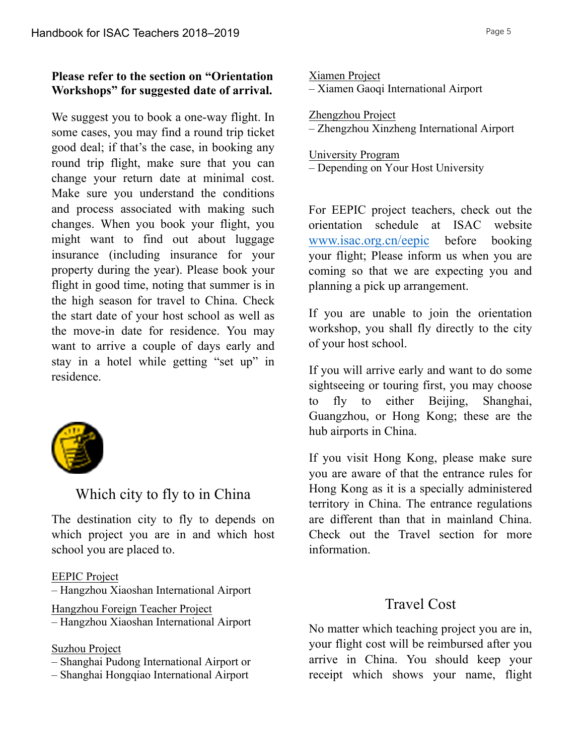**Please refer to the section on "Orientation Workshops" for suggested date of arrival.**

We suggest you to book a one-way flight. In some cases, you may find a round trip ticket good deal; if that's the case, in booking any round trip flight, make sure that you can change your return date at minimal cost. Make sure you understand the conditions and process associated with making such changes. When you book your flight, you might want to find out about luggage insurance (including insurance for your property during the year). Please book your flight in good time, noting that summer is in the high season for travel to China. Check the start date of your host school as well as the move-in date for residence. You may want to arrive a couple of days early and stay in a hotel while getting "set up" in residence.

## Which city to fly to in China

The destination city to fly to depends on which project you are in and which host school you are placed to.

EEPIC Project
– Hangzhou Xiaoshan International Airport

Hangzhou Foreign Teacher Project
– Hangzhou Xiaoshan International Airport

Suzhou Project
– Shanghai Pudong International Airport or
– Shanghai Hongqiao International Airport

Xiamen Project
– Xiamen Gaoqi International Airport

Zhengzhou Project
– Zhengzhou Xinzheng International Airport

University Program
– Depending on Your Host University

For EEPIC project teachers, check out the orientation schedule at ISAC website www.isac.org.cn/eepic before booking your flight; Please inform us when you are coming so that we are expecting you and planning a pick up arrangement.

If you are unable to join the orientation workshop, you shall fly directly to the city of your host school.

If you will arrive early and want to do some sightseeing or touring first, you may choose to fly to either Beijing, Shanghai, Guangzhou, or Hong Kong; these are the hub airports in China.

If you visit Hong Kong, please make sure you are aware of that the entrance rules for Hong Kong as it is a specially administered territory in China. The entrance regulations are different than that in mainland China. Check out the Travel section for more information.

## Travel Cost

No matter which teaching project you are in, your flight cost will be reimbursed after you arrive in China. You should keep your receipt which shows your name, flight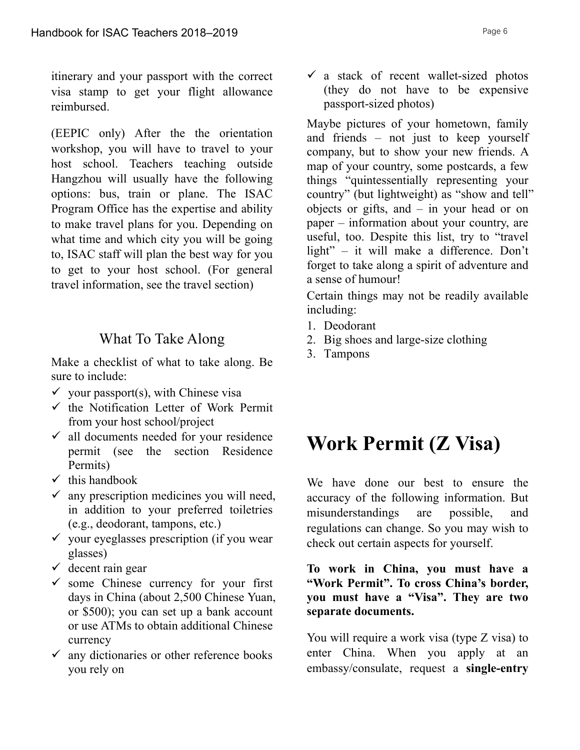itinerary and your passport with the correct visa stamp to get your flight allowance reimbursed.

(EEPIC only) After the the orientation workshop, you will have to travel to your host school. Teachers teaching outside Hangzhou will usually have the following options: bus, train or plane. The ISAC Program Office has the expertise and ability to make travel plans for you. Depending on what time and which city you will be going to, ISAC staff will plan the best way for you to get to your host school. (For general travel information, see the travel section)

## What To Take Along

Make a checklist of what to take along. Be sure to include:

- ✓ your passport(s), with Chinese visa
- ✓ the Notification Letter of Work Permit from your host school/project
- ✓ all documents needed for your residence permit (see the section Residence Permits)
- ✓ this handbook
- ✓ any prescription medicines you will need, in addition to your preferred toiletries (e.g., deodorant, tampons, etc.)
- ✓ your eyeglasses prescription (if you wear glasses)
- ✓ decent rain gear
- ✓ some Chinese currency for your first days in China (about 2,500 Chinese Yuan, or $500); you can set up a bank account or use ATMs to obtain additional Chinese currency
- ✓ any dictionaries or other reference books you rely on
- ✓ a stack of recent wallet-sized photos (they do not have to be expensive passport-sized photos)

Maybe pictures of your hometown, family and friends – not just to keep yourself company, but to show your new friends. A map of your country, some postcards, a few things "quintessentially representing your country" (but lightweight) as "show and tell" objects or gifts, and – in your head or on paper – information about your country, are useful, too. Despite this list, try to "travel light" – it will make a difference. Don't forget to take along a spirit of adventure and a sense of humour!

Certain things may not be readily available including:

1. Deodorant
2. Big shoes and large-size clothing
3. Tampons

# Work Permit (Z Visa)

We have done our best to ensure the accuracy of the following information. But misunderstandings are possible, and regulations can change. So you may wish to check out certain aspects for yourself.

**To work in China, you must have a "Work Permit". To cross China's border, you must have a "Visa". They are two separate documents.**

You will require a work visa (type Z visa) to enter China. When you apply at an embassy/consulate, request a **single-entry**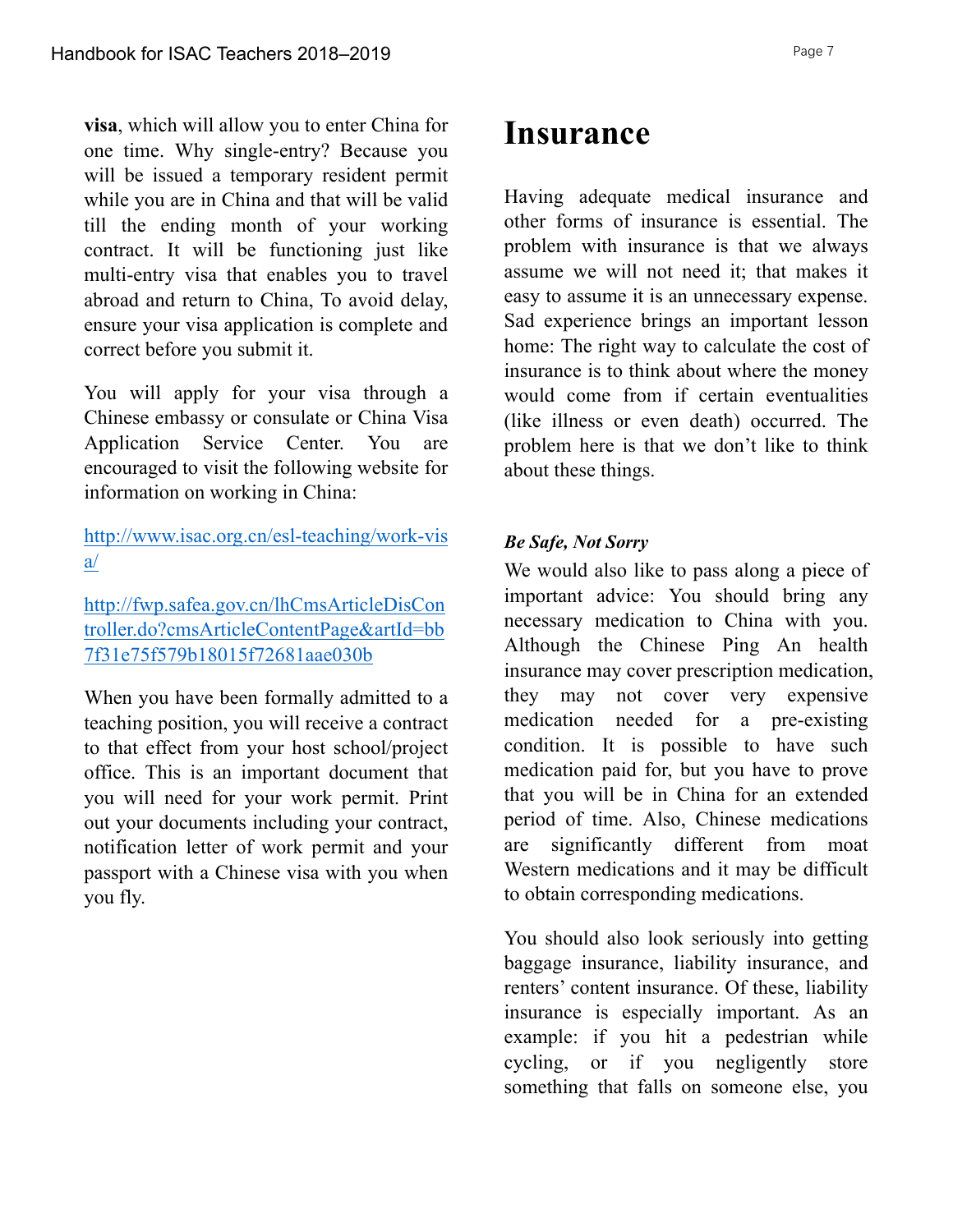**visa**, which will allow you to enter China for one time. Why single-entry? Because you will be issued a temporary resident permit while you are in China and that will be valid till the ending month of your working contract. It will be functioning just like multi-entry visa that enables you to travel abroad and return to China, To avoid delay, ensure your visa application is complete and correct before you submit it.

You will apply for your visa through a Chinese embassy or consulate or China Visa Application Service Center. You are encouraged to visit the following website for information on working in China:

http://www.isac.org.cn/esl-teaching/work-visa/

http://fwp.safea.gov.cn/lhCmsArticleDisController.do?cmsArticleContentPage&artId=bb7f31e75f579b18015f72681aae030b

When you have been formally admitted to a teaching position, you will receive a contract to that effect from your host school/project office. This is an important document that you will need for your work permit. Print out your documents including your contract, notification letter of work permit and your passport with a Chinese visa with you when you fly.

# Insurance

Having adequate medical insurance and other forms of insurance is essential. The problem with insurance is that we always assume we will not need it; that makes it easy to assume it is an unnecessary expense. Sad experience brings an important lesson home: The right way to calculate the cost of insurance is to think about where the money would come from if certain eventualities (like illness or even death) occurred. The problem here is that we don't like to think about these things.

***Be Safe, Not Sorry***

We would also like to pass along a piece of important advice: You should bring any necessary medication to China with you. Although the Chinese Ping An health insurance may cover prescription medication, they may not cover very expensive medication needed for a pre-existing condition. It is possible to have such medication paid for, but you have to prove that you will be in China for an extended period of time. Also, Chinese medications are significantly different from moat Western medications and it may be difficult to obtain corresponding medications.

You should also look seriously into getting baggage insurance, liability insurance, and renters' content insurance. Of these, liability insurance is especially important. As an example: if you hit a pedestrian while cycling, or if you negligently store something that falls on someone else, you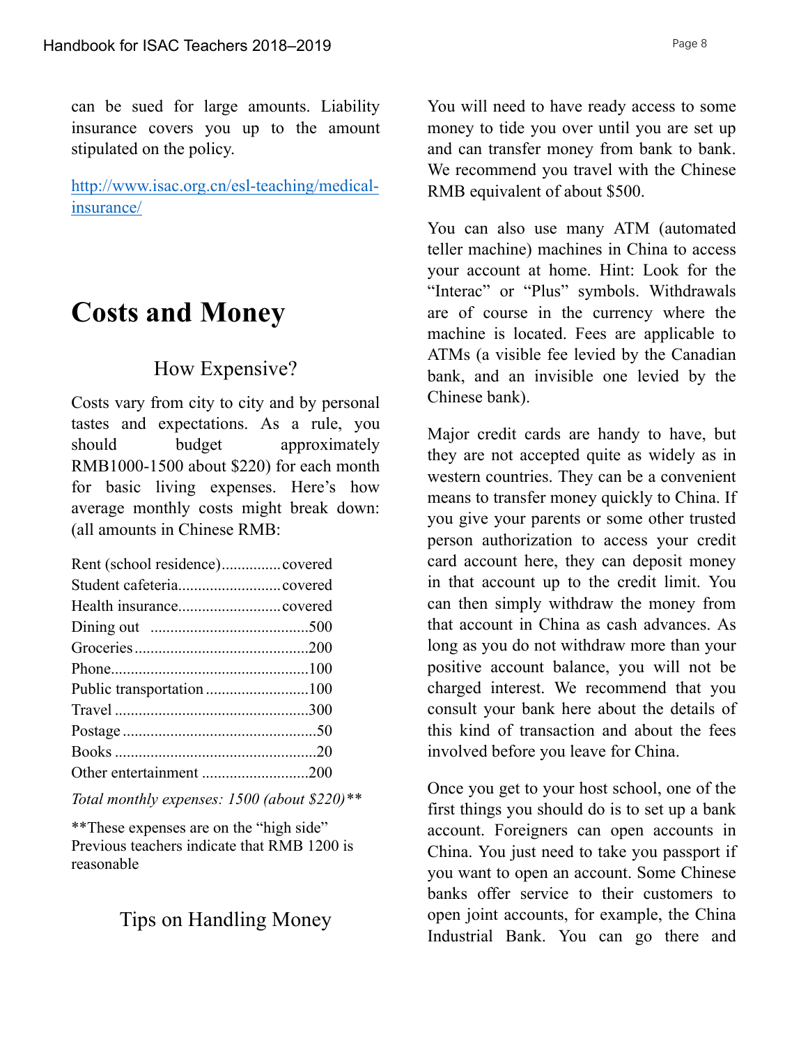can be sued for large amounts. Liability insurance covers you up to the amount stipulated on the policy.

[http://www.isac.org.cn/esl-teaching/medical-insurance/](http://www.isac.org.cn/esl-teaching/medical-insurance/)

# Costs and Money

## How Expensive?

Costs vary from city to city and by personal tastes and expectations. As a rule, you should budget approximately RMB1000-1500 about $220) for each month for basic living expenses. Here's how average monthly costs might break down: (all amounts in Chinese RMB:

| | |
|---|---|
| Rent (school residence) | covered |
| Student cafeteria | covered |
| Health insurance | covered |
| Dining out | 500 |
| Groceries | 200 |
| Phone | 100 |
| Public transportation | 100 |
| Travel | 300 |
| Postage | 50 |
| Books | 20 |
| Other entertainment | 200 |

*Total monthly expenses: 1500 (about $220)\*\**

\*\*These expenses are on the "high side" Previous teachers indicate that RMB 1200 is reasonable

## Tips on Handling Money

You will need to have ready access to some money to tide you over until you are set up and can transfer money from bank to bank. We recommend you travel with the Chinese RMB equivalent of about $500.

You can also use many ATM (automated teller machine) machines in China to access your account at home. Hint: Look for the "Interac" or "Plus" symbols. Withdrawals are of course in the currency where the machine is located. Fees are applicable to ATMs (a visible fee levied by the Canadian bank, and an invisible one levied by the Chinese bank).

Major credit cards are handy to have, but they are not accepted quite as widely as in western countries. They can be a convenient means to transfer money quickly to China. If you give your parents or some other trusted person authorization to access your credit card account here, they can deposit money in that account up to the credit limit. You can then simply withdraw the money from that account in China as cash advances. As long as you do not withdraw more than your positive account balance, you will not be charged interest. We recommend that you consult your bank here about the details of this kind of transaction and about the fees involved before you leave for China.

Once you get to your host school, one of the first things you should do is to set up a bank account. Foreigners can open accounts in China. You just need to take you passport if you want to open an account. Some Chinese banks offer service to their customers to open joint accounts, for example, the China Industrial Bank. You can go there and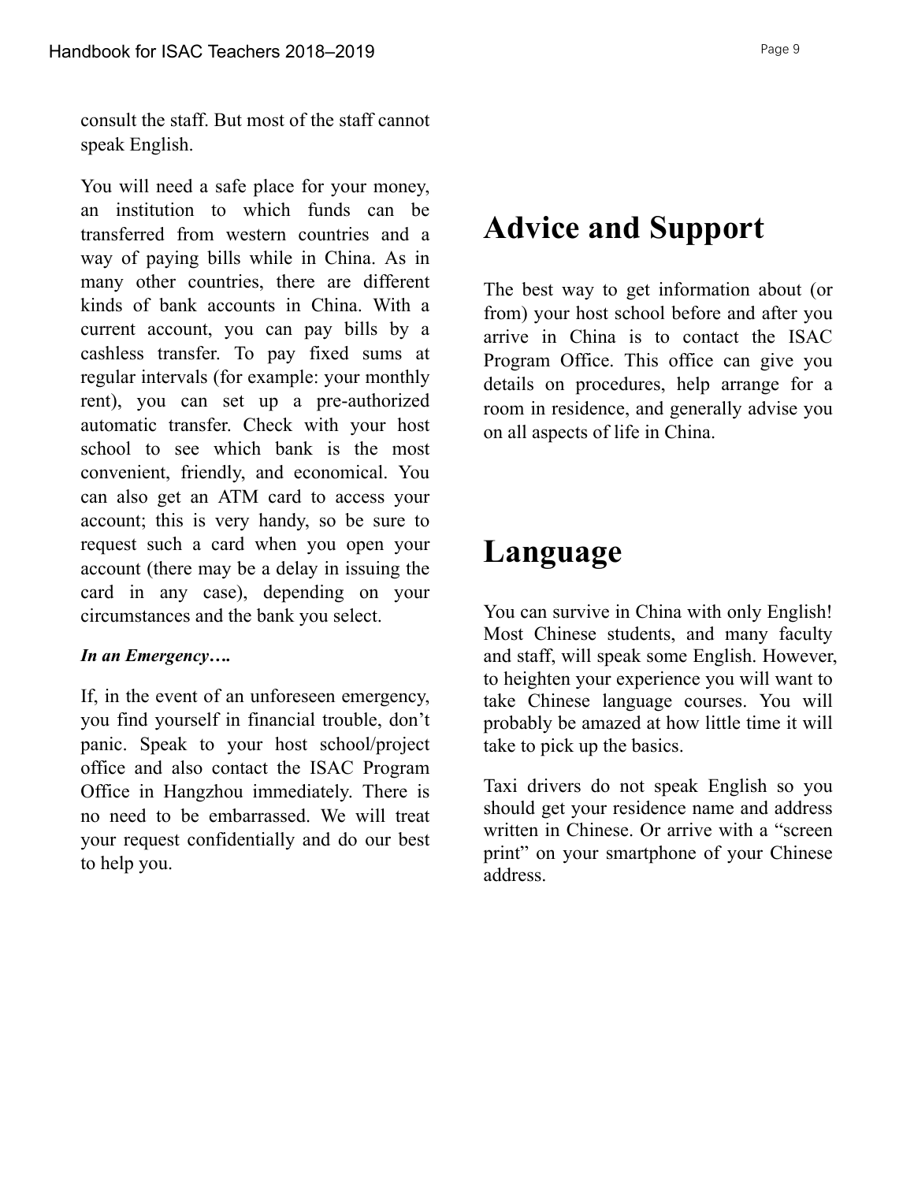consult the staff. But most of the staff cannot speak English.

You will need a safe place for your money, an institution to which funds can be transferred from western countries and a way of paying bills while in China. As in many other countries, there are different kinds of bank accounts in China. With a current account, you can pay bills by a cashless transfer. To pay fixed sums at regular intervals (for example: your monthly rent), you can set up a pre-authorized automatic transfer. Check with your host school to see which bank is the most convenient, friendly, and economical. You can also get an ATM card to access your account; this is very handy, so be sure to request such a card when you open your account (there may be a delay in issuing the card in any case), depending on your circumstances and the bank you select.

***In an Emergency….***

If, in the event of an unforeseen emergency, you find yourself in financial trouble, don't panic. Speak to your host school/project office and also contact the ISAC Program Office in Hangzhou immediately. There is no need to be embarrassed. We will treat your request confidentially and do our best to help you.

# Advice and Support

The best way to get information about (or from) your host school before and after you arrive in China is to contact the ISAC Program Office. This office can give you details on procedures, help arrange for a room in residence, and generally advise you on all aspects of life in China.

# Language

You can survive in China with only English! Most Chinese students, and many faculty and staff, will speak some English. However, to heighten your experience you will want to take Chinese language courses. You will probably be amazed at how little time it will take to pick up the basics.

Taxi drivers do not speak English so you should get your residence name and address written in Chinese. Or arrive with a "screen print" on your smartphone of your Chinese address.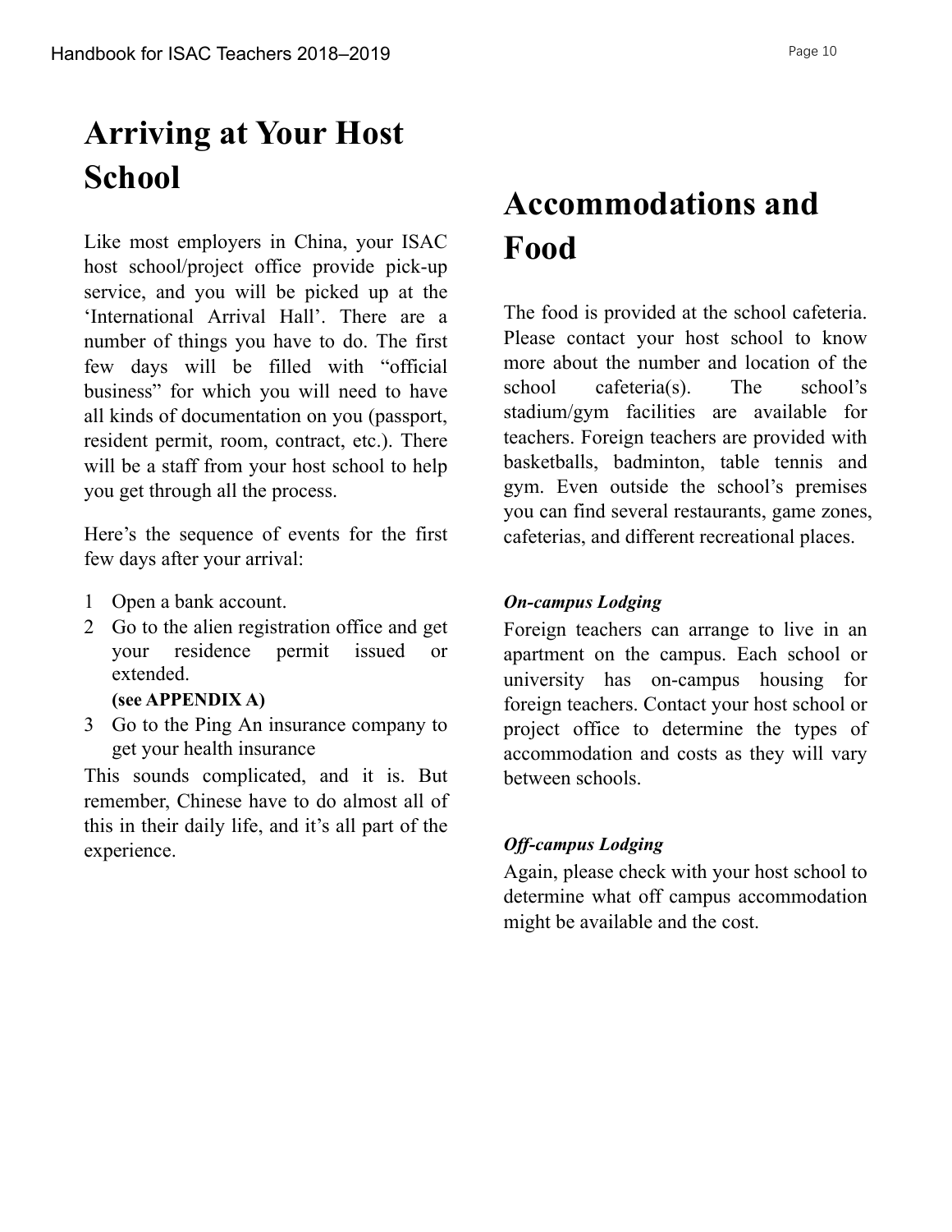# Arriving at Your Host School

Like most employers in China, your ISAC host school/project office provide pick-up service, and you will be picked up at the 'International Arrival Hall'. There are a number of things you have to do. The first few days will be filled with "official business" for which you will need to have all kinds of documentation on you (passport, resident permit, room, contract, etc.). There will be a staff from your host school to help you get through all the process.

Here's the sequence of events for the first few days after your arrival:

1. Open a bank account.
2. Go to the alien registration office and get your residence permit issued or extended.
   **(see APPENDIX A)**
3. Go to the Ping An insurance company to get your health insurance

This sounds complicated, and it is. But remember, Chinese have to do almost all of this in their daily life, and it's all part of the experience.

# Accommodations and Food

The food is provided at the school cafeteria. Please contact your host school to know more about the number and location of the school cafeteria(s). The school's stadium/gym facilities are available for teachers. Foreign teachers are provided with basketballs, badminton, table tennis and gym. Even outside the school's premises you can find several restaurants, game zones, cafeterias, and different recreational places.

***On-campus Lodging***

Foreign teachers can arrange to live in an apartment on the campus. Each school or university has on-campus housing for foreign teachers. Contact your host school or project office to determine the types of accommodation and costs as they will vary between schools.

***Off-campus Lodging***

Again, please check with your host school to determine what off campus accommodation might be available and the cost.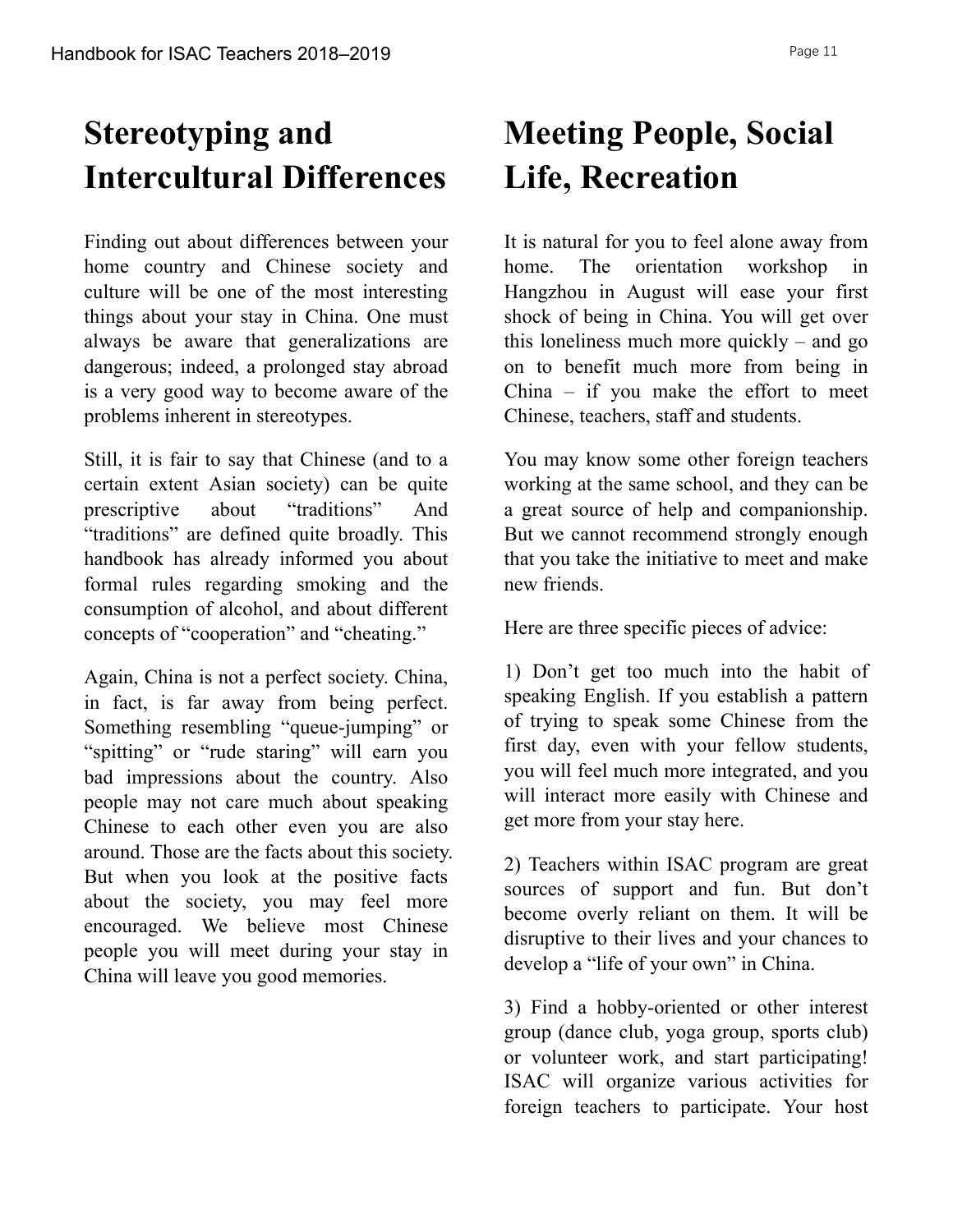# Stereotyping and Intercultural Differences

Finding out about differences between your home country and Chinese society and culture will be one of the most interesting things about your stay in China. One must always be aware that generalizations are dangerous; indeed, a prolonged stay abroad is a very good way to become aware of the problems inherent in stereotypes.

Still, it is fair to say that Chinese (and to a certain extent Asian society) can be quite prescriptive about "traditions" And "traditions" are defined quite broadly. This handbook has already informed you about formal rules regarding smoking and the consumption of alcohol, and about different concepts of "cooperation" and "cheating."

Again, China is not a perfect society. China, in fact, is far away from being perfect. Something resembling "queue-jumping" or "spitting" or "rude staring" will earn you bad impressions about the country. Also people may not care much about speaking Chinese to each other even you are also around. Those are the facts about this society. But when you look at the positive facts about the society, you may feel more encouraged. We believe most Chinese people you will meet during your stay in China will leave you good memories.

# Meeting People, Social Life, Recreation

It is natural for you to feel alone away from home. The orientation workshop in Hangzhou in August will ease your first shock of being in China. You will get over this loneliness much more quickly – and go on to benefit much more from being in China – if you make the effort to meet Chinese, teachers, staff and students.

You may know some other foreign teachers working at the same school, and they can be a great source of help and companionship. But we cannot recommend strongly enough that you take the initiative to meet and make new friends.

Here are three specific pieces of advice:

1) Don't get too much into the habit of speaking English. If you establish a pattern of trying to speak some Chinese from the first day, even with your fellow students, you will feel much more integrated, and you will interact more easily with Chinese and get more from your stay here.

2) Teachers within ISAC program are great sources of support and fun. But don't become overly reliant on them. It will be disruptive to their lives and your chances to develop a "life of your own" in China.

3) Find a hobby-oriented or other interest group (dance club, yoga group, sports club) or volunteer work, and start participating! ISAC will organize various activities for foreign teachers to participate. Your host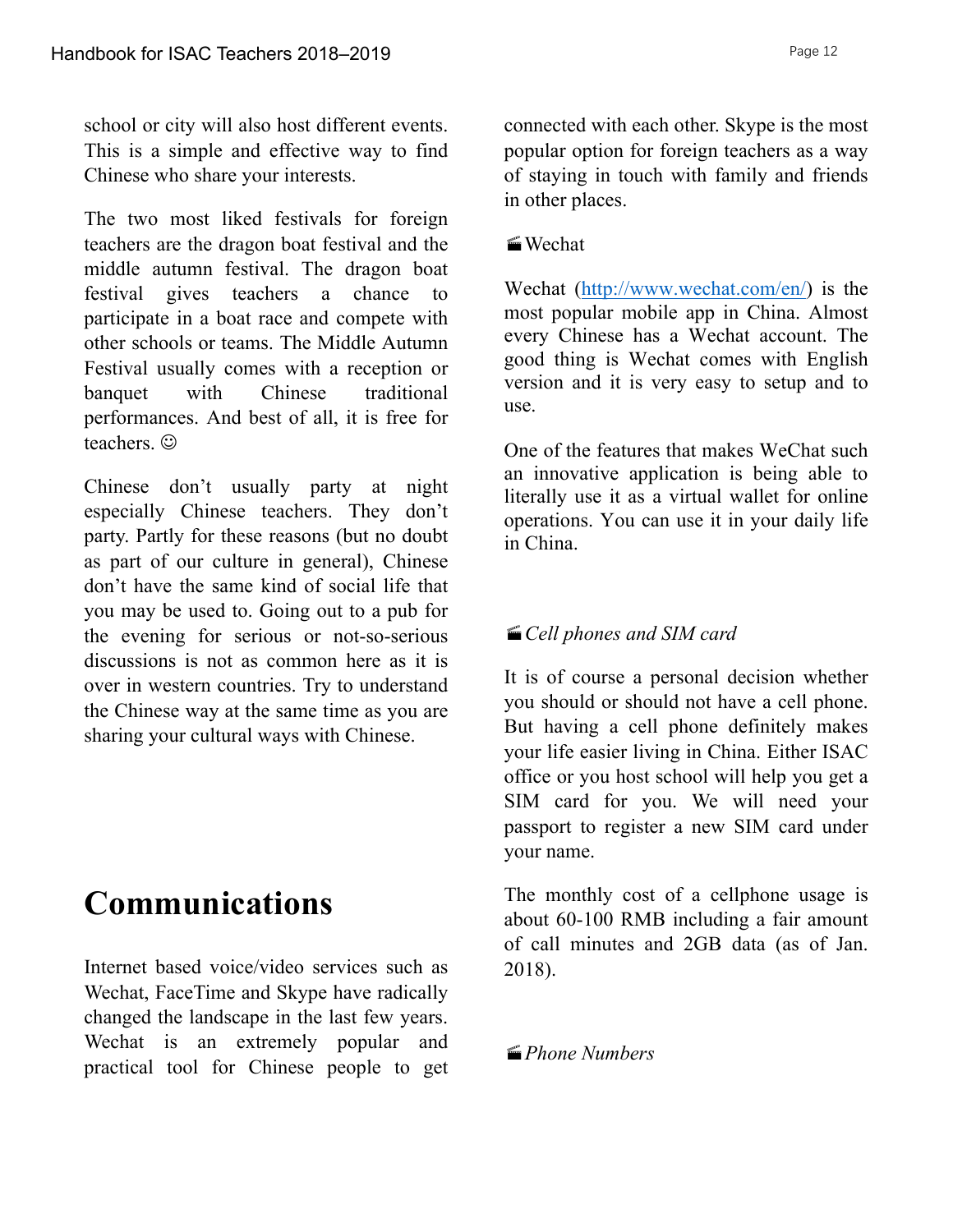school or city will also host different events. This is a simple and effective way to find Chinese who share your interests.

The two most liked festivals for foreign teachers are the dragon boat festival and the middle autumn festival. The dragon boat festival gives teachers a chance to participate in a boat race and compete with other schools or teams. The Middle Autumn Festival usually comes with a reception or banquet with Chinese traditional performances. And best of all, it is free for teachers. ☺

Chinese don't usually party at night especially Chinese teachers. They don't party. Partly for these reasons (but no doubt as part of our culture in general), Chinese don't have the same kind of social life that you may be used to. Going out to a pub for the evening for serious or not-so-serious discussions is not as common here as it is over in western countries. Try to understand the Chinese way at the same time as you are sharing your cultural ways with Chinese.

# Communications

Internet based voice/video services such as Wechat, FaceTime and Skype have radically changed the landscape in the last few years. Wechat is an extremely popular and practical tool for Chinese people to get connected with each other. Skype is the most popular option for foreign teachers as a way of staying in touch with family and friends in other places.

🎬 Wechat

Wechat (http://www.wechat.com/en/) is the most popular mobile app in China. Almost every Chinese has a Wechat account. The good thing is Wechat comes with English version and it is very easy to setup and to use.

One of the features that makes WeChat such an innovative application is being able to literally use it as a virtual wallet for online operations. You can use it in your daily life in China.

🎬 *Cell phones and SIM card*

It is of course a personal decision whether you should or should not have a cell phone. But having a cell phone definitely makes your life easier living in China. Either ISAC office or you host school will help you get a SIM card for you. We will need your passport to register a new SIM card under your name.

The monthly cost of a cellphone usage is about 60-100 RMB including a fair amount of call minutes and 2GB data (as of Jan. 2018).

🎬 *Phone Numbers*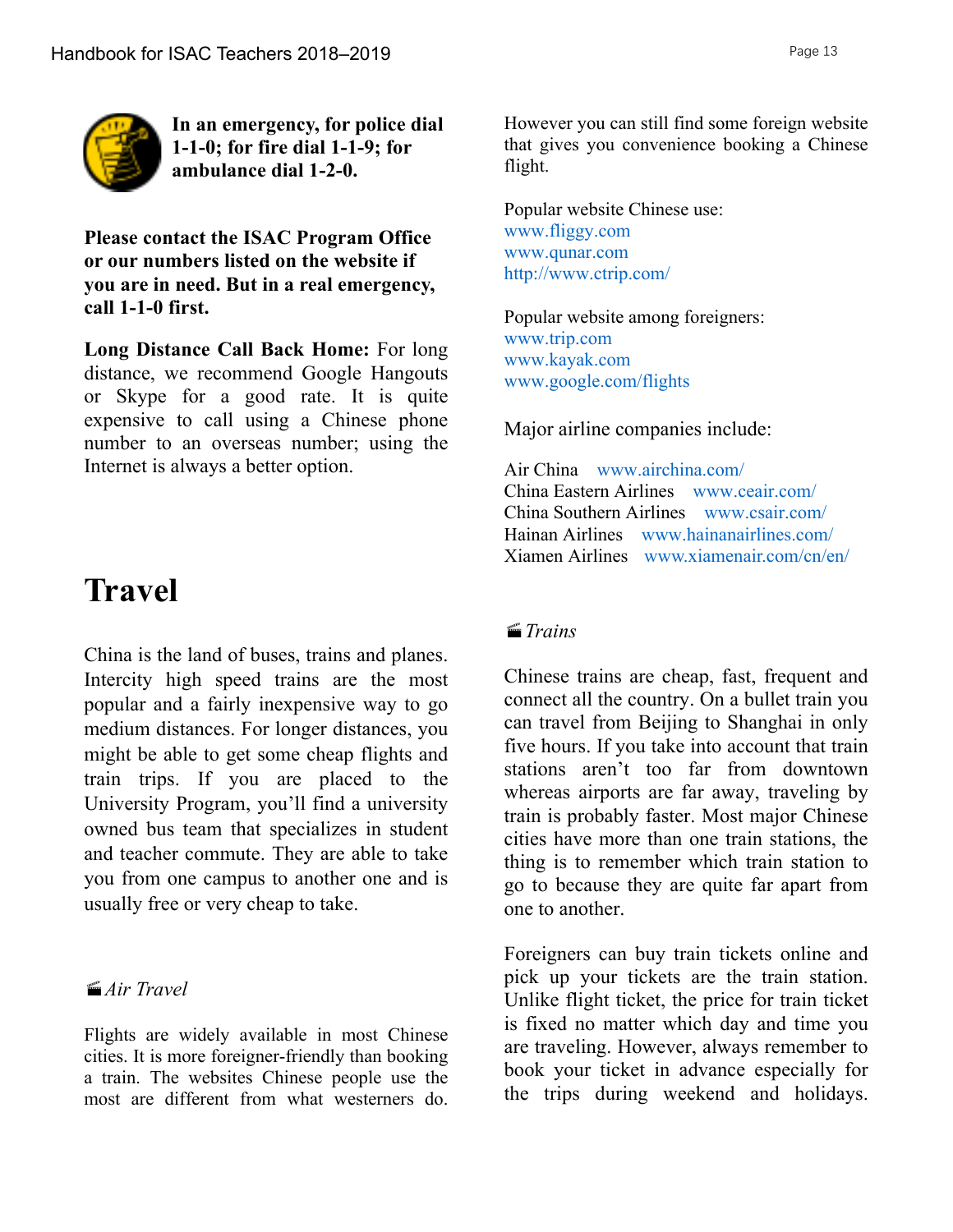**In an emergency, for police dial 1-1-0; for fire dial 1-1-9; for ambulance dial 1-2-0.**

**Please contact the ISAC Program Office or our numbers listed on the website if you are in need. But in a real emergency, call 1-1-0 first.**

**Long Distance Call Back Home:** For long distance, we recommend Google Hangouts or Skype for a good rate. It is quite expensive to call using a Chinese phone number to an overseas number; using the Internet is always a better option.

# Travel

China is the land of buses, trains and planes. Intercity high speed trains are the most popular and a fairly inexpensive way to go medium distances. For longer distances, you might be able to get some cheap flights and train trips. If you are placed to the University Program, you'll find a university owned bus team that specializes in student and teacher commute. They are able to take you from one campus to another one and is usually free or very cheap to take.

### *Air Travel*

Flights are widely available in most Chinese cities. It is more foreigner-friendly than booking a train. The websites Chinese people use the most are different from what westerners do. However you can still find some foreign website that gives you convenience booking a Chinese flight.

Popular website Chinese use:
www.fliggy.com
www.qunar.com
http://www.ctrip.com/

Popular website among foreigners:
www.trip.com
www.kayak.com
www.google.com/flights

Major airline companies include:

Air China www.airchina.com/
China Eastern Airlines www.ceair.com/
China Southern Airlines www.csair.com/
Hainan Airlines www.hainanairlines.com/
Xiamen Airlines www.xiamenair.com/cn/en/

### *Trains*

Chinese trains are cheap, fast, frequent and connect all the country. On a bullet train you can travel from Beijing to Shanghai in only five hours. If you take into account that train stations aren't too far from downtown whereas airports are far away, traveling by train is probably faster. Most major Chinese cities have more than one train stations, the thing is to remember which train station to go to because they are quite far apart from one to another.

Foreigners can buy train tickets online and pick up your tickets are the train station. Unlike flight ticket, the price for train ticket is fixed no matter which day and time you are traveling. However, always remember to book your ticket in advance especially for the trips during weekend and holidays.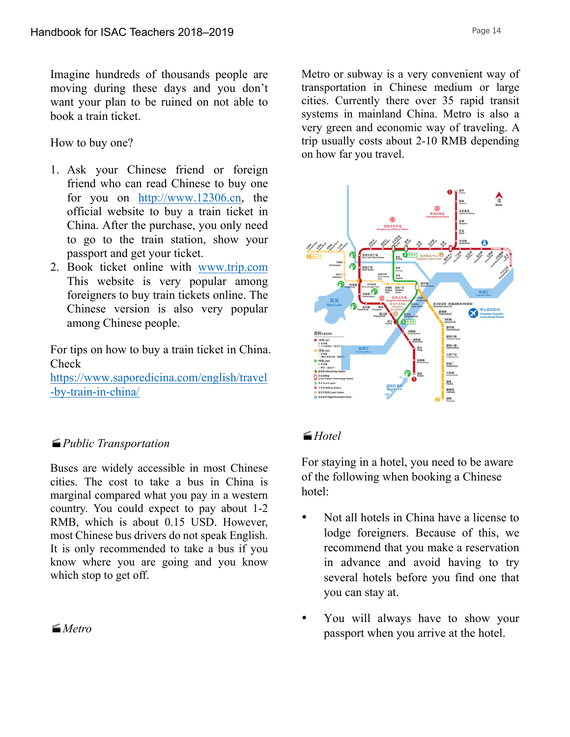Imagine hundreds of thousands people are moving during these days and you don't want your plan to be ruined on not able to book a train ticket.

How to buy one?

1. Ask your Chinese friend or foreign friend who can read Chinese to buy one for you on http://www.12306.cn, the official website to buy a train ticket in China. After the purchase, you only need to go to the train station, show your passport and get your ticket.
2. Book ticket online with www.trip.com This website is very popular among foreigners to buy train tickets online. The Chinese version is also very popular among Chinese people.

For tips on how to buy a train ticket in China. Check https://www.saporedicina.com/english/travel-by-train-in-china/

### *Public Transportation*

Buses are widely accessible in most Chinese cities. The cost to take a bus in China is marginal compared what you pay in a western country. You could expect to pay about 1-2 RMB, which is about 0.15 USD. However, most Chinese bus drivers do not speak English. It is only recommended to take a bus if you know where you are going and you know which stop to get off.

### *Metro*

Metro or subway is a very convenient way of transportation in Chinese medium or large cities. Currently there over 35 rapid transit systems in mainland China. Metro is also a very green and economic way of traveling. A trip usually costs about 2-10 RMB depending on how far you travel.

### *Hotel*

For staying in a hotel, you need to be aware of the following when booking a Chinese hotel:

- Not all hotels in China have a license to lodge foreigners. Because of this, we recommend that you make a reservation in advance and avoid having to try several hotels before you find one that you can stay at.
- You will always have to show your passport when you arrive at the hotel.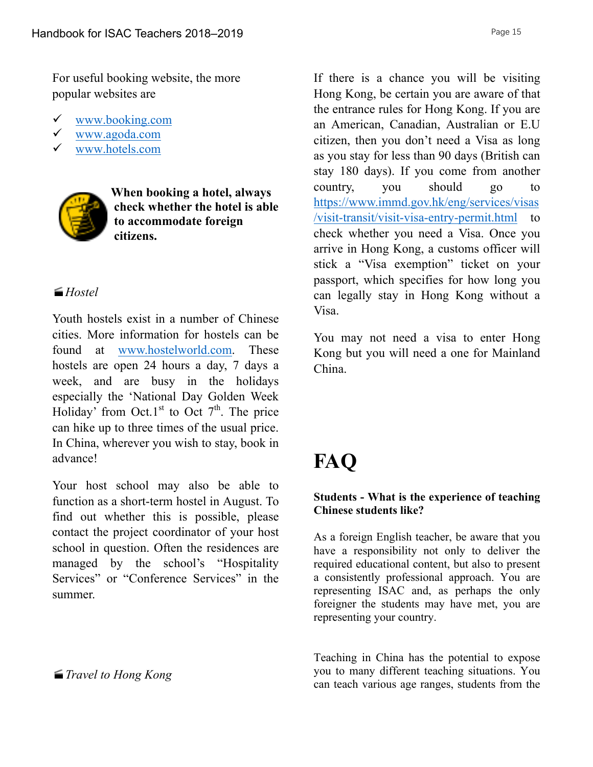For useful booking website, the more popular websites are

- ✓ [www.booking.com](http://www.booking.com)
- ✓ [www.agoda.com](http://www.agoda.com)
- ✓ [www.hotels.com](http://www.hotels.com)

**When booking a hotel, always check whether the hotel is able to accommodate foreign citizens.**

### *Hostel*

Youth hostels exist in a number of Chinese cities. More information for hostels can be found at [www.hostelworld.com](http://www.hostelworld.com). These hostels are open 24 hours a day, 7 days a week, and are busy in the holidays especially the 'National Day Golden Week Holiday' from Oct.1st to Oct 7th. The price can hike up to three times of the usual price. In China, wherever you wish to stay, book in advance!

Your host school may also be able to function as a short-term hostel in August. To find out whether this is possible, please contact the project coordinator of your host school in question. Often the residences are managed by the school's "Hospitality Services" or "Conference Services" in the summer.

### *Travel to Hong Kong*

If there is a chance you will be visiting Hong Kong, be certain you are aware of that the entrance rules for Hong Kong. If you are an American, Canadian, Australian or E.U citizen, then you don't need a Visa as long as you stay for less than 90 days (British can stay 180 days). If you come from another country, you should go to [https://www.immd.gov.hk/eng/services/visas/visit-transit/visit-visa-entry-permit.html](https://www.immd.gov.hk/eng/services/visas/visit-transit/visit-visa-entry-permit.html) to check whether you need a Visa. Once you arrive in Hong Kong, a customs officer will stick a "Visa exemption" ticket on your passport, which specifies for how long you can legally stay in Hong Kong without a Visa.

You may not need a visa to enter Hong Kong but you will need a one for Mainland China.

# FAQ

**Students - What is the experience of teaching Chinese students like?**

As a foreign English teacher, be aware that you have a responsibility not only to deliver the required educational content, but also to present a consistently professional approach. You are representing ISAC and, as perhaps the only foreigner the students may have met, you are representing your country.

Teaching in China has the potential to expose you to many different teaching situations. You can teach various age ranges, students from the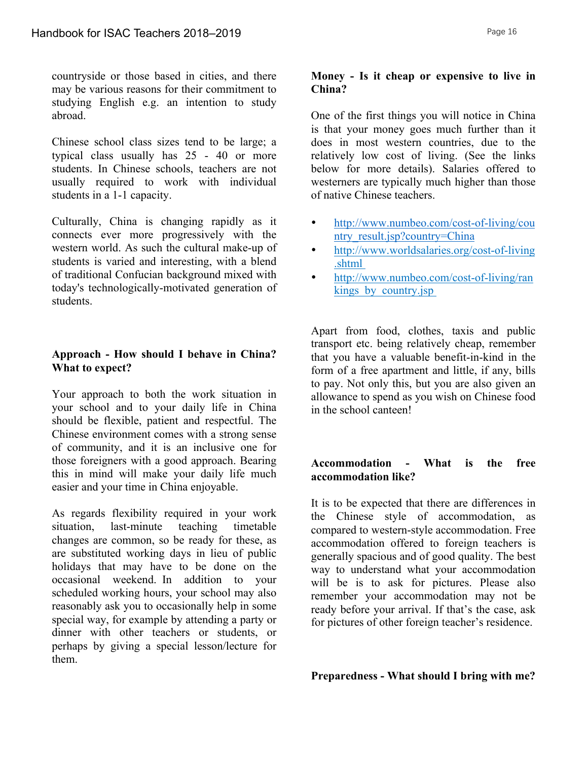countryside or those based in cities, and there may be various reasons for their commitment to studying English e.g. an intention to study abroad.

Chinese school class sizes tend to be large; a typical class usually has 25 - 40 or more students. In Chinese schools, teachers are not usually required to work with individual students in a 1-1 capacity.

Culturally, China is changing rapidly as it connects ever more progressively with the western world. As such the cultural make-up of students is varied and interesting, with a blend of traditional Confucian background mixed with today's technologically-motivated generation of students.

**Approach - How should I behave in China? What to expect?**

Your approach to both the work situation in your school and to your daily life in China should be flexible, patient and respectful. The Chinese environment comes with a strong sense of community, and it is an inclusive one for those foreigners with a good approach. Bearing this in mind will make your daily life much easier and your time in China enjoyable.

As regards flexibility required in your work situation, last-minute teaching timetable changes are common, so be ready for these, as are substituted working days in lieu of public holidays that may have to be done on the occasional weekend. In addition to your scheduled working hours, your school may also reasonably ask you to occasionally help in some special way, for example by attending a party or dinner with other teachers or students, or perhaps by giving a special lesson/lecture for them.

**Money - Is it cheap or expensive to live in China?**

One of the first things you will notice in China is that your money goes much further than it does in most western countries, due to the relatively low cost of living. (See the links below for more details). Salaries offered to westerners are typically much higher than those of native Chinese teachers.

- http://www.numbeo.com/cost-of-living/country_result.jsp?country=China
- http://www.worldsalaries.org/cost-of-living.shtml
- http://www.numbeo.com/cost-of-living/rankings_by_country.jsp

Apart from food, clothes, taxis and public transport etc. being relatively cheap, remember that you have a valuable benefit-in-kind in the form of a free apartment and little, if any, bills to pay. Not only this, but you are also given an allowance to spend as you wish on Chinese food in the school canteen!

**Accommodation - What is the free accommodation like?**

It is to be expected that there are differences in the Chinese style of accommodation, as compared to western-style accommodation. Free accommodation offered to foreign teachers is generally spacious and of good quality. The best way to understand what your accommodation will be is to ask for pictures. Please also remember your accommodation may not be ready before your arrival. If that's the case, ask for pictures of other foreign teacher's residence.

**Preparedness - What should I bring with me?**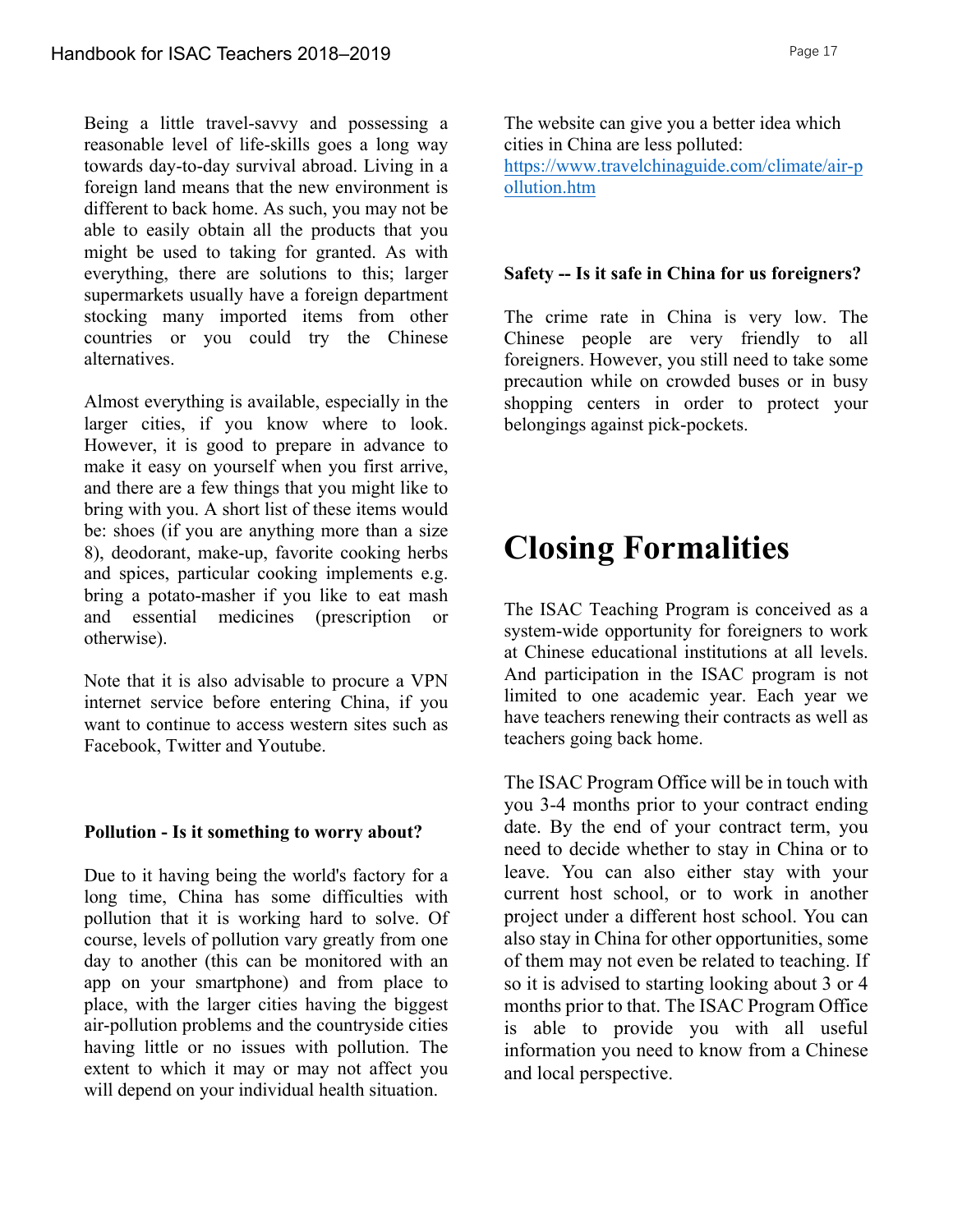Being a little travel-savvy and possessing a reasonable level of life-skills goes a long way towards day-to-day survival abroad. Living in a foreign land means that the new environment is different to back home. As such, you may not be able to easily obtain all the products that you might be used to taking for granted. As with everything, there are solutions to this; larger supermarkets usually have a foreign department stocking many imported items from other countries or you could try the Chinese alternatives.

Almost everything is available, especially in the larger cities, if you know where to look. However, it is good to prepare in advance to make it easy on yourself when you first arrive, and there are a few things that you might like to bring with you. A short list of these items would be: shoes (if you are anything more than a size 8), deodorant, make-up, favorite cooking herbs and spices, particular cooking implements e.g. bring a potato-masher if you like to eat mash and essential medicines (prescription or otherwise).

Note that it is also advisable to procure a VPN internet service before entering China, if you want to continue to access western sites such as Facebook, Twitter and Youtube.

**Pollution - Is it something to worry about?**

Due to it having being the world's factory for a long time, China has some difficulties with pollution that it is working hard to solve. Of course, levels of pollution vary greatly from one day to another (this can be monitored with an app on your smartphone) and from place to place, with the larger cities having the biggest air-pollution problems and the countryside cities having little or no issues with pollution. The extent to which it may or may not affect you will depend on your individual health situation.

The website can give you a better idea which cities in China are less polluted: https://www.travelchinaguide.com/climate/air-pollution.htm

**Safety -- Is it safe in China for us foreigners?**

The crime rate in China is very low. The Chinese people are very friendly to all foreigners. However, you still need to take some precaution while on crowded buses or in busy shopping centers in order to protect your belongings against pick-pockets.

# Closing Formalities

The ISAC Teaching Program is conceived as a system-wide opportunity for foreigners to work at Chinese educational institutions at all levels. And participation in the ISAC program is not limited to one academic year. Each year we have teachers renewing their contracts as well as teachers going back home.

The ISAC Program Office will be in touch with you 3-4 months prior to your contract ending date. By the end of your contract term, you need to decide whether to stay in China or to leave. You can also either stay with your current host school, or to work in another project under a different host school. You can also stay in China for other opportunities, some of them may not even be related to teaching. If so it is advised to starting looking about 3 or 4 months prior to that. The ISAC Program Office is able to provide you with all useful information you need to know from a Chinese and local perspective.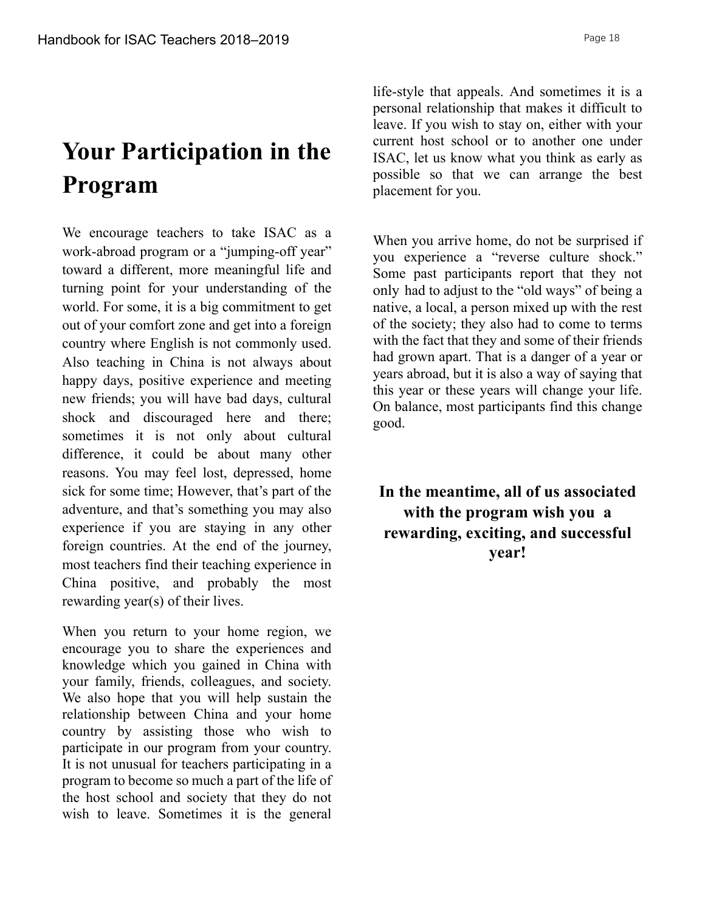# Your Participation in the Program

We encourage teachers to take ISAC as a work-abroad program or a “jumping-off year” toward a different, more meaningful life and turning point for your understanding of the world. For some, it is a big commitment to get out of your comfort zone and get into a foreign country where English is not commonly used. Also teaching in China is not always about happy days, positive experience and meeting new friends; you will have bad days, cultural shock and discouraged here and there; sometimes it is not only about cultural difference, it could be about many other reasons. You may feel lost, depressed, home sick for some time; However, that’s part of the adventure, and that’s something you may also experience if you are staying in any other foreign countries. At the end of the journey, most teachers find their teaching experience in China positive, and probably the most rewarding year(s) of their lives.

When you return to your home region, we encourage you to share the experiences and knowledge which you gained in China with your family, friends, colleagues, and society. We also hope that you will help sustain the relationship between China and your home country by assisting those who wish to participate in our program from your country. It is not unusual for teachers participating in a program to become so much a part of the life of the host school and society that they do not wish to leave. Sometimes it is the general life-style that appeals. And sometimes it is a personal relationship that makes it difficult to leave. If you wish to stay on, either with your current host school or to another one under ISAC, let us know what you think as early as possible so that we can arrange the best placement for you.

When you arrive home, do not be surprised if you experience a “reverse culture shock.” Some past participants report that they not only had to adjust to the “old ways” of being a native, a local, a person mixed up with the rest of the society; they also had to come to terms with the fact that they and some of their friends had grown apart. That is a danger of a year or years abroad, but it is also a way of saying that this year or these years will change your life. On balance, most participants find this change good.

**In the meantime, all of us associated with the program wish you a rewarding, exciting, and successful year!**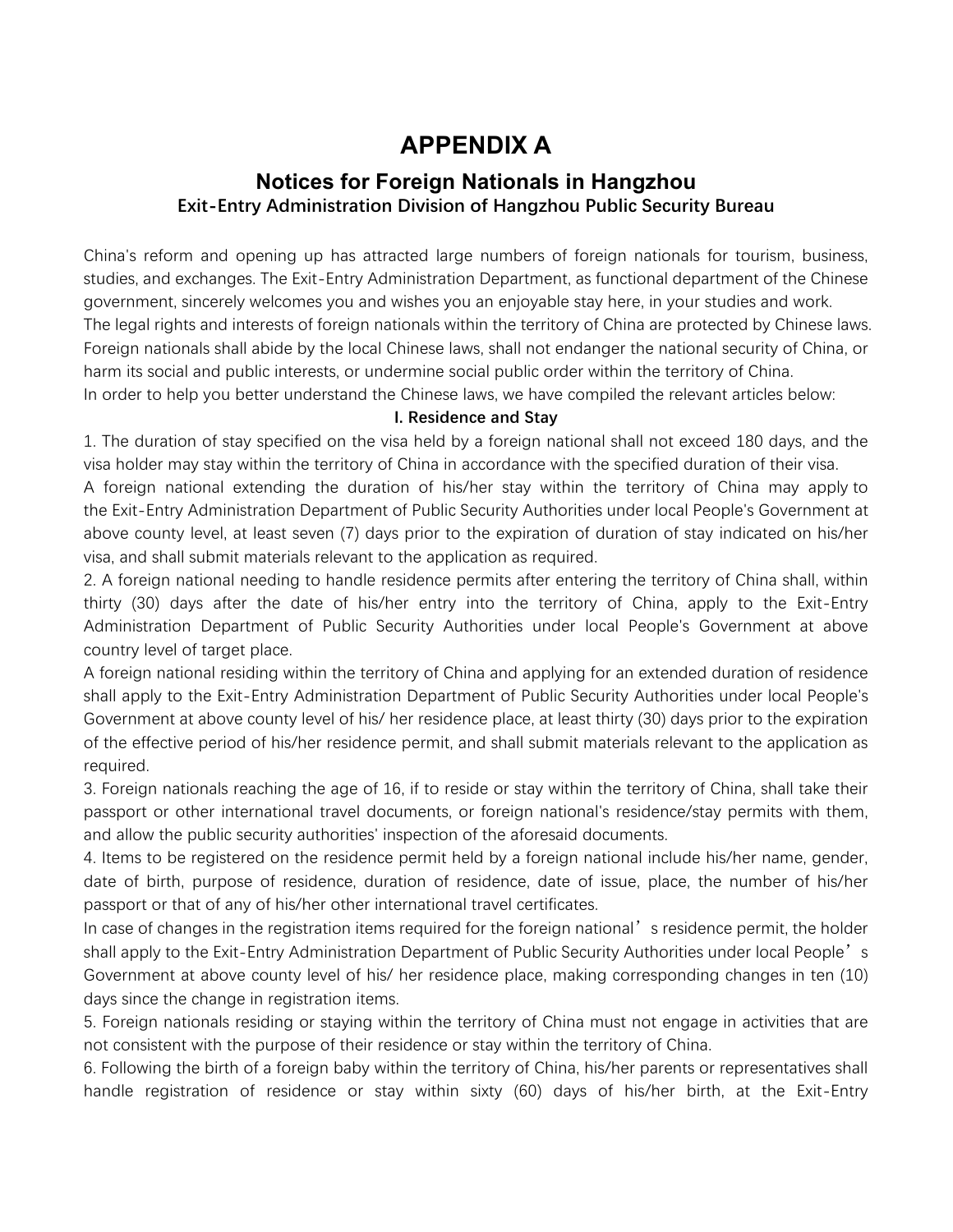# APPENDIX A

## Notices for Foreign Nationals in Hangzhou

### Exit-Entry Administration Division of Hangzhou Public Security Bureau

China's reform and opening up has attracted large numbers of foreign nationals for tourism, business, studies, and exchanges. The Exit-Entry Administration Department, as functional department of the Chinese government, sincerely welcomes you and wishes you an enjoyable stay here, in your studies and work.
The legal rights and interests of foreign nationals within the territory of China are protected by Chinese laws. Foreign nationals shall abide by the local Chinese laws, shall not endanger the national security of China, or harm its social and public interests, or undermine social public order within the territory of China.
In order to help you better understand the Chinese laws, we have compiled the relevant articles below:

**I. Residence and Stay**

1. The duration of stay specified on the visa held by a foreign national shall not exceed 180 days, and the visa holder may stay within the territory of China in accordance with the specified duration of their visa.
A foreign national extending the duration of his/her stay within the territory of China may apply to the Exit-Entry Administration Department of Public Security Authorities under local People's Government at above county level, at least seven (7) days prior to the expiration of duration of stay indicated on his/her visa, and shall submit materials relevant to the application as required.
2. A foreign national needing to handle residence permits after entering the territory of China shall, within thirty (30) days after the date of his/her entry into the territory of China, apply to the Exit-Entry Administration Department of Public Security Authorities under local People's Government at above country level of target place.
A foreign national residing within the territory of China and applying for an extended duration of residence shall apply to the Exit-Entry Administration Department of Public Security Authorities under local People's Government at above county level of his/ her residence place, at least thirty (30) days prior to the expiration of the effective period of his/her residence permit, and shall submit materials relevant to the application as required.
3. Foreign nationals reaching the age of 16, if to reside or stay within the territory of China, shall take their passport or other international travel documents, or foreign national's residence/stay permits with them, and allow the public security authorities' inspection of the aforesaid documents.
4. Items to be registered on the residence permit held by a foreign national include his/her name, gender, date of birth, purpose of residence, duration of residence, date of issue, place, the number of his/her passport or that of any of his/her other international travel certificates.
In case of changes in the registration items required for the foreign national’s residence permit, the holder shall apply to the Exit-Entry Administration Department of Public Security Authorities under local People’s Government at above county level of his/ her residence place, making corresponding changes in ten (10) days since the change in registration items.
5. Foreign nationals residing or staying within the territory of China must not engage in activities that are not consistent with the purpose of their residence or stay within the territory of China.
6. Following the birth of a foreign baby within the territory of China, his/her parents or representatives shall handle registration of residence or stay within sixty (60) days of his/her birth, at the Exit-Entry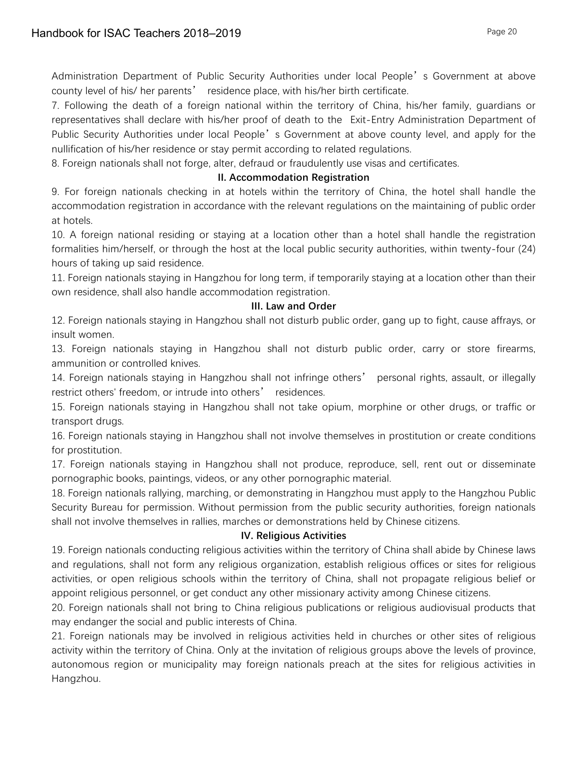Administration Department of Public Security Authorities under local People's Government at above county level of his/ her parents' residence place, with his/her birth certificate.

7. Following the death of a foreign national within the territory of China, his/her family, guardians or representatives shall declare with his/her proof of death to the Exit-Entry Administration Department of Public Security Authorities under local People's Government at above county level, and apply for the nullification of his/her residence or stay permit according to related regulations.

8. Foreign nationals shall not forge, alter, defraud or fraudulently use visas and certificates.

**II. Accommodation Registration**

9. For foreign nationals checking in at hotels within the territory of China, the hotel shall handle the accommodation registration in accordance with the relevant regulations on the maintaining of public order at hotels.

10. A foreign national residing or staying at a location other than a hotel shall handle the registration formalities him/herself, or through the host at the local public security authorities, within twenty-four (24) hours of taking up said residence.

11. Foreign nationals staying in Hangzhou for long term, if temporarily staying at a location other than their own residence, shall also handle accommodation registration.

**III. Law and Order**

12. Foreign nationals staying in Hangzhou shall not disturb public order, gang up to fight, cause affrays, or insult women.

13. Foreign nationals staying in Hangzhou shall not disturb public order, carry or store firearms, ammunition or controlled knives.

14. Foreign nationals staying in Hangzhou shall not infringe others' personal rights, assault, or illegally restrict others' freedom, or intrude into others' residences.

15. Foreign nationals staying in Hangzhou shall not take opium, morphine or other drugs, or traffic or transport drugs.

16. Foreign nationals staying in Hangzhou shall not involve themselves in prostitution or create conditions for prostitution.

17. Foreign nationals staying in Hangzhou shall not produce, reproduce, sell, rent out or disseminate pornographic books, paintings, videos, or any other pornographic material.

18. Foreign nationals rallying, marching, or demonstrating in Hangzhou must apply to the Hangzhou Public Security Bureau for permission. Without permission from the public security authorities, foreign nationals shall not involve themselves in rallies, marches or demonstrations held by Chinese citizens.

**IV. Religious Activities**

19. Foreign nationals conducting religious activities within the territory of China shall abide by Chinese laws and regulations, shall not form any religious organization, establish religious offices or sites for religious activities, or open religious schools within the territory of China, shall not propagate religious belief or appoint religious personnel, or get conduct any other missionary activity among Chinese citizens.

20. Foreign nationals shall not bring to China religious publications or religious audiovisual products that may endanger the social and public interests of China.

21. Foreign nationals may be involved in religious activities held in churches or other sites of religious activity within the territory of China. Only at the invitation of religious groups above the levels of province, autonomous region or municipality may foreign nationals preach at the sites for religious activities in Hangzhou.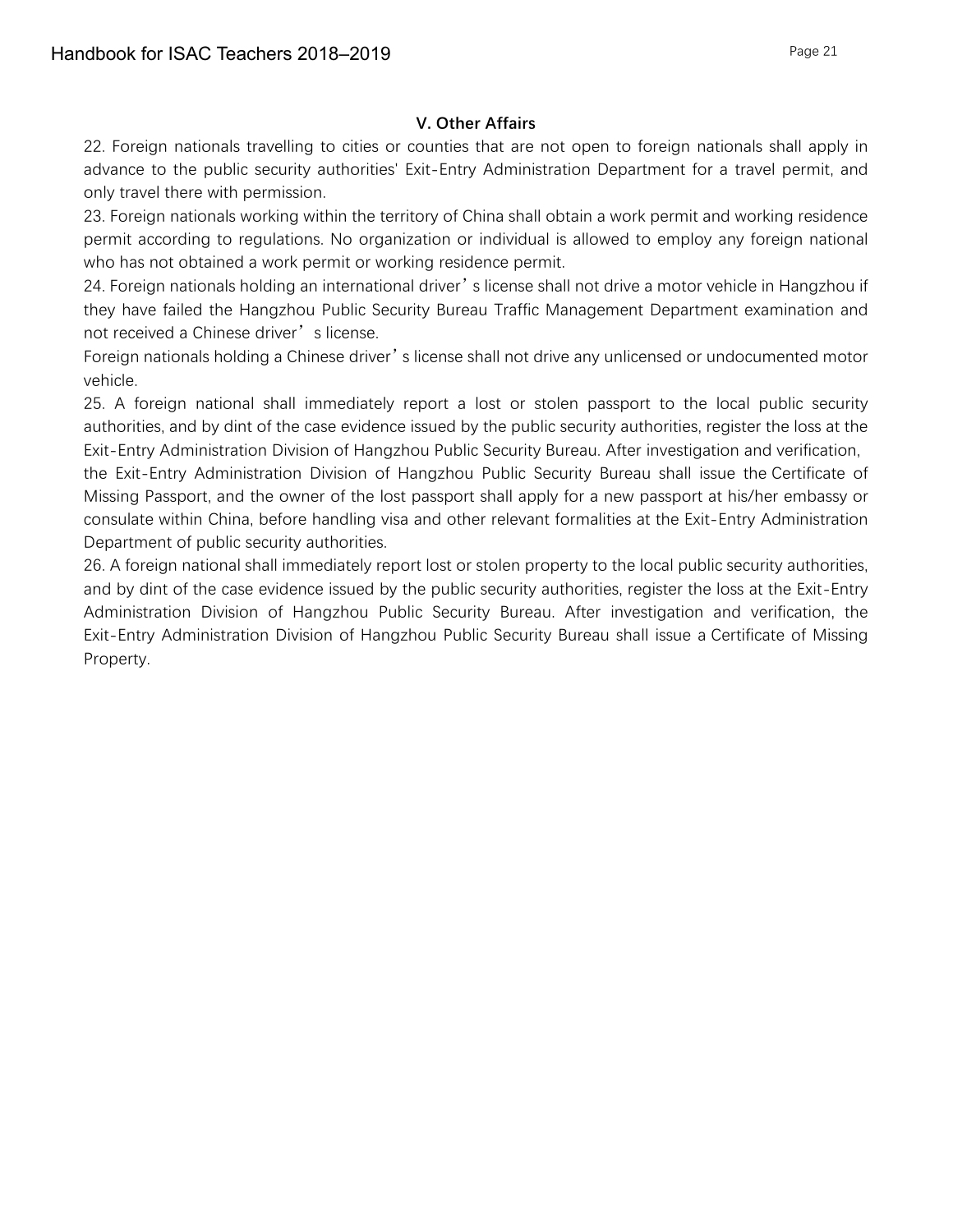### V. Other Affairs

22. Foreign nationals travelling to cities or counties that are not open to foreign nationals shall apply in advance to the public security authorities' Exit-Entry Administration Department for a travel permit, and only travel there with permission.

23. Foreign nationals working within the territory of China shall obtain a work permit and working residence permit according to regulations. No organization or individual is allowed to employ any foreign national who has not obtained a work permit or working residence permit.

24. Foreign nationals holding an international driver's license shall not drive a motor vehicle in Hangzhou if they have failed the Hangzhou Public Security Bureau Traffic Management Department examination and not received a Chinese driver's license.

Foreign nationals holding a Chinese driver's license shall not drive any unlicensed or undocumented motor vehicle.

25. A foreign national shall immediately report a lost or stolen passport to the local public security authorities, and by dint of the case evidence issued by the public security authorities, register the loss at the Exit-Entry Administration Division of Hangzhou Public Security Bureau. After investigation and verification, the Exit-Entry Administration Division of Hangzhou Public Security Bureau shall issue the Certificate of Missing Passport, and the owner of the lost passport shall apply for a new passport at his/her embassy or consulate within China, before handling visa and other relevant formalities at the Exit-Entry Administration Department of public security authorities.

26. A foreign national shall immediately report lost or stolen property to the local public security authorities, and by dint of the case evidence issued by the public security authorities, register the loss at the Exit-Entry Administration Division of Hangzhou Public Security Bureau. After investigation and verification, the Exit-Entry Administration Division of Hangzhou Public Security Bureau shall issue a Certificate of Missing Property.